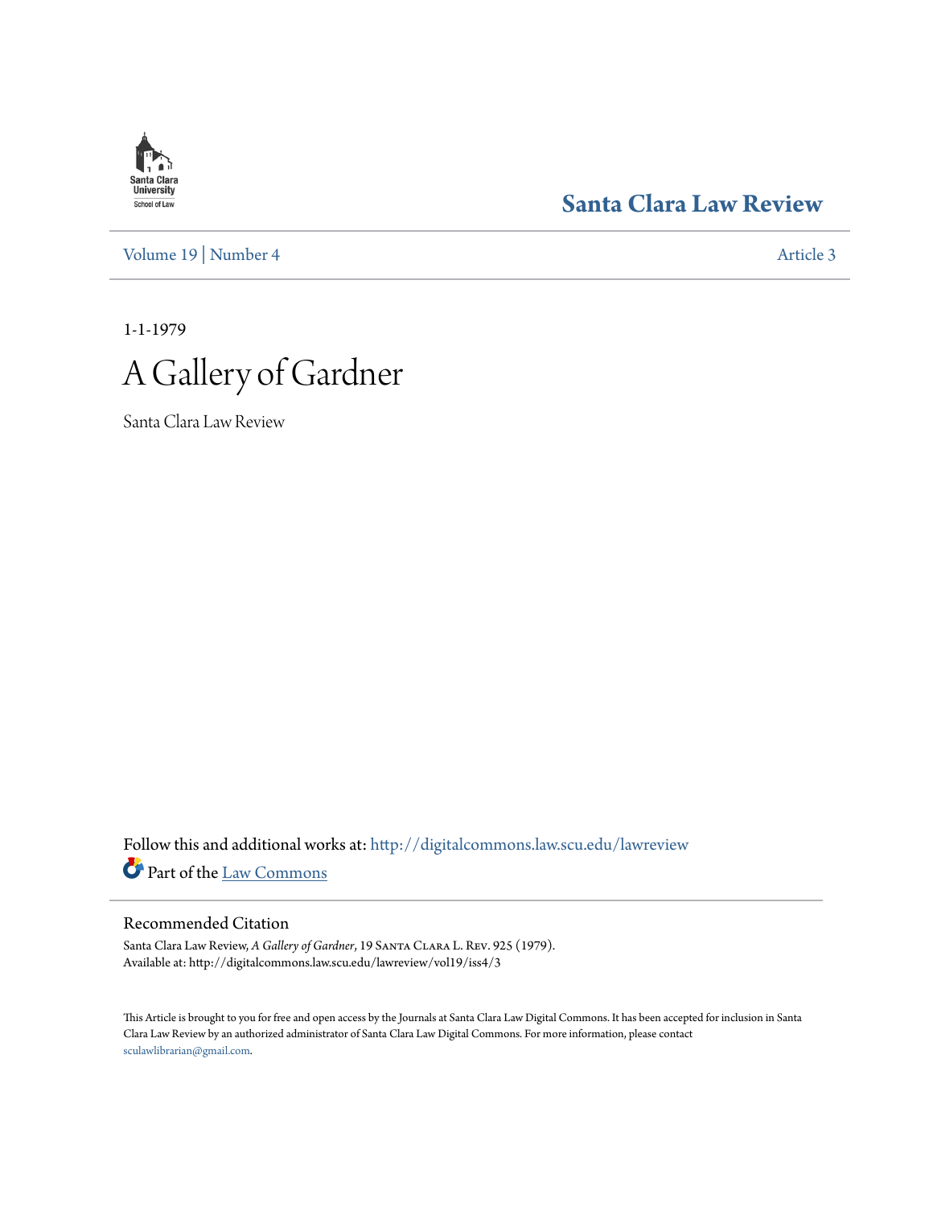Santa Clara University School of Law

# Santa Clara Law Review

Volume 19 | Number 4 Article 3

1-1-1979

# A Gallery of Gardner

Santa Clara Law Review

Follow this and additional works at: http://digitalcommons.law.scu.edu/lawreview

Part of the Law Commons

## Recommended Citation

Santa Clara Law Review, *A Gallery of Gardner*, 19 Santa Clara L. Rev. 925 (1979).
Available at: http://digitalcommons.law.scu.edu/lawreview/vol19/iss4/3

This Article is brought to you for free and open access by the Journals at Santa Clara Law Digital Commons. It has been accepted for inclusion in Santa Clara Law Review by an authorized administrator of Santa Clara Law Digital Commons. For more information, please contact sculawlibrarian@gmail.com.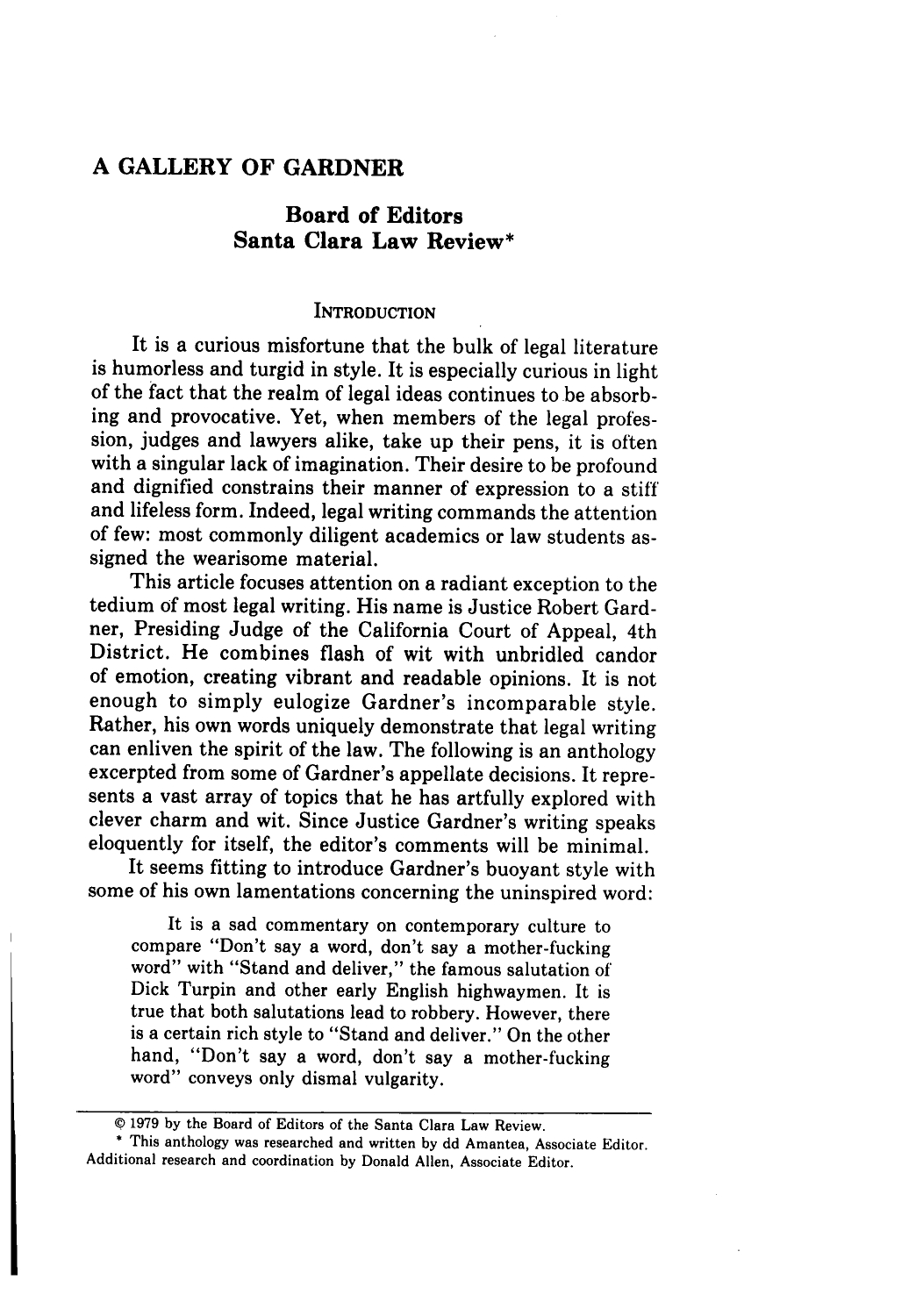# A GALLERY OF GARDNER

## Board of Editors
## Santa Clara Law Review*

### INTRODUCTION

It is a curious misfortune that the bulk of legal literature is humorless and turgid in style. It is especially curious in light of the fact that the realm of legal ideas continues to be absorbing and provocative. Yet, when members of the legal profession, judges and lawyers alike, take up their pens, it is often with a singular lack of imagination. Their desire to be profound and dignified constrains their manner of expression to a stiff and lifeless form. Indeed, legal writing commands the attention of few: most commonly diligent academics or law students assigned the wearisome material.

This article focuses attention on a radiant exception to the tedium of most legal writing. His name is Justice Robert Gardner, Presiding Judge of the California Court of Appeal, 4th District. He combines flash of wit with unbridled candor of emotion, creating vibrant and readable opinions. It is not enough to simply eulogize Gardner's incomparable style. Rather, his own words uniquely demonstrate that legal writing can enliven the spirit of the law. The following is an anthology excerpted from some of Gardner's appellate decisions. It represents a vast array of topics that he has artfully explored with clever charm and wit. Since Justice Gardner's writing speaks eloquently for itself, the editor's comments will be minimal.

It seems fitting to introduce Gardner's buoyant style with some of his own lamentations concerning the uninspired word:

> It is a sad commentary on contemporary culture to compare "Don't say a word, don't say a mother-fucking word" with "Stand and deliver," the famous salutation of Dick Turpin and other early English highwaymen. It is true that both salutations lead to robbery. However, there is a certain rich style to "Stand and deliver." On the other hand, "Don't say a word, don't say a mother-fucking word" conveys only dismal vulgarity.

---

© 1979 by the Board of Editors of the Santa Clara Law Review.

\* This anthology was researched and written by dd Amantea, Associate Editor. Additional research and coordination by Donald Allen, Associate Editor.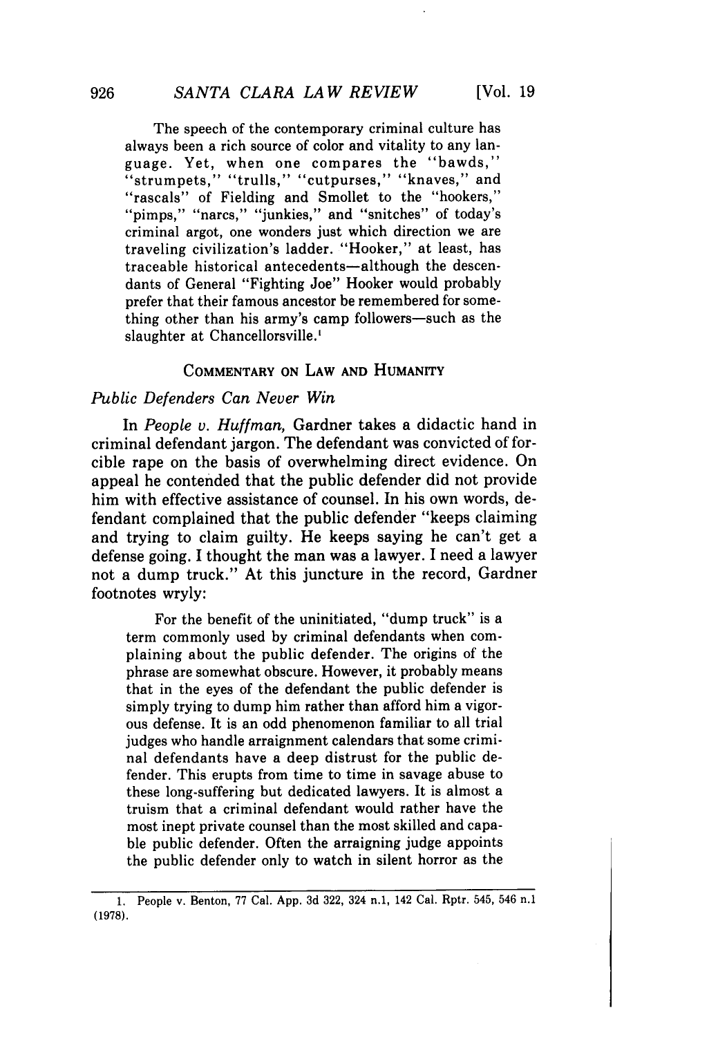The speech of the contemporary criminal culture has always been a rich source of color and vitality to any language. Yet, when one compares the "bawds," "strumpets," "trulls," "cutpurses," "knaves," and "rascals" of Fielding and Smollet to the "hookers," "pimps," "narcs," "junkies," and "snitches" of today's criminal argot, one wonders just which direction we are traveling civilization's ladder. "Hooker," at least, has traceable historical antecedents—although the descendants of General "Fighting Joe" Hooker would probably prefer that their famous ancestor be remembered for something other than his army's camp followers—such as the slaughter at Chancellorsville.[1]

## COMMENTARY ON LAW AND HUMANITY

### *Public Defenders Can Never Win*

In *People v. Huffman*, Gardner takes a didactic hand in criminal defendant jargon. The defendant was convicted of forcible rape on the basis of overwhelming direct evidence. On appeal he contended that the public defender did not provide him with effective assistance of counsel. In his own words, defendant complained that the public defender "keeps claiming and trying to claim guilty. He keeps saying he can't get a defense going. I thought the man was a lawyer. I need a lawyer not a dump truck." At this juncture in the record, Gardner footnotes wryly:

> For the benefit of the uninitiated, "dump truck" is a term commonly used by criminal defendants when complaining about the public defender. The origins of the phrase are somewhat obscure. However, it probably means that in the eyes of the defendant the public defender is simply trying to dump him rather than afford him a vigorous defense. It is an odd phenomenon familiar to all trial judges who handle arraignment calendars that some criminal defendants have a deep distrust for the public defender. This erupts from time to time in savage abuse to these long-suffering but dedicated lawyers. It is almost a truism that a criminal defendant would rather have the most inept private counsel than the most skilled and capable public defender. Often the arraigning judge appoints the public defender only to watch in silent horror as the

---

1. People v. Benton, 77 Cal. App. 3d 322, 324 n.1, 142 Cal. Rptr. 545, 546 n.1 (1978).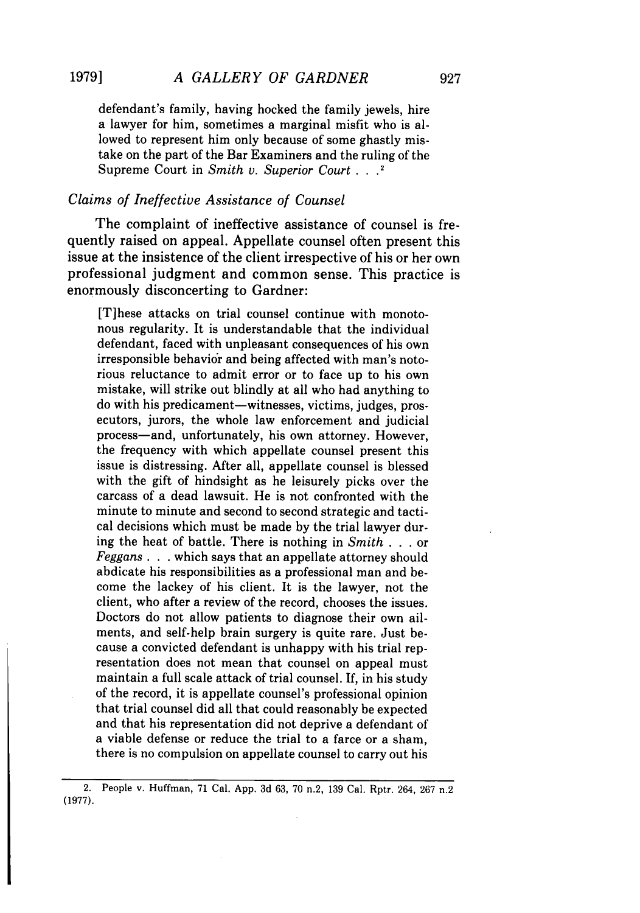defendant's family, having hocked the family jewels, hire a lawyer for him, sometimes a marginal misfit who is allowed to represent him only because of some ghastly mistake on the part of the Bar Examiners and the ruling of the Supreme Court in *Smith v. Superior Court* . . .[2]

### *Claims of Ineffective Assistance of Counsel*

The complaint of ineffective assistance of counsel is frequently raised on appeal. Appellate counsel often present this issue at the insistence of the client irrespective of his or her own professional judgment and common sense. This practice is enormously disconcerting to Gardner:

> [T]hese attacks on trial counsel continue with monotonous regularity. It is understandable that the individual defendant, faced with unpleasant consequences of his own irresponsible behavior and being affected with man's notorious reluctance to admit error or to face up to his own mistake, will strike out blindly at all who had anything to do with his predicament—witnesses, victims, judges, prosecutors, jurors, the whole law enforcement and judicial process—and, unfortunately, his own attorney. However, the frequency with which appellate counsel present this issue is distressing. After all, appellate counsel is blessed with the gift of hindsight as he leisurely picks over the carcass of a dead lawsuit. He is not confronted with the minute to minute and second to second strategic and tactical decisions which must be made by the trial lawyer during the heat of battle. There is nothing in *Smith* . . . or *Feggans* . . . which says that an appellate attorney should abdicate his responsibilities as a professional man and become the lackey of his client. It is the lawyer, not the client, who after a review of the record, chooses the issues. Doctors do not allow patients to diagnose their own ailments, and self-help brain surgery is quite rare. Just because a convicted defendant is unhappy with his trial representation does not mean that counsel on appeal must maintain a full scale attack of trial counsel. If, in his study of the record, it is appellate counsel's professional opinion that trial counsel did all that could reasonably be expected and that his representation did not deprive a defendant of a viable defense or reduce the trial to a farce or a sham, there is no compulsion on appellate counsel to carry out his

---

2. People v. Huffman, 71 Cal. App. 3d 63, 70 n.2, 139 Cal. Rptr. 264, 267 n.2 (1977).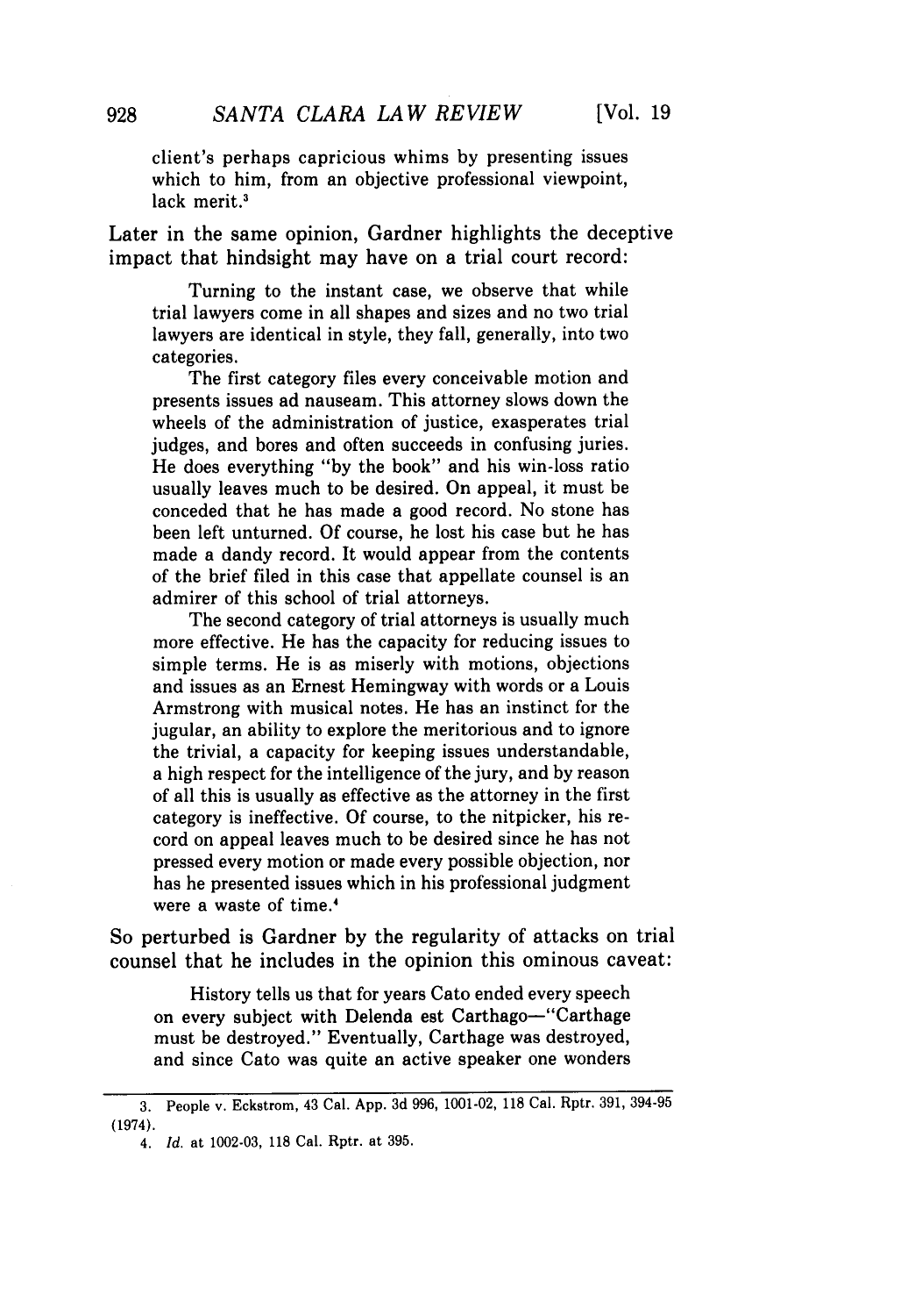client's perhaps capricious whims by presenting issues which to him, from an objective professional viewpoint, lack merit.[3]

Later in the same opinion, Gardner highlights the deceptive impact that hindsight may have on a trial court record:

> Turning to the instant case, we observe that while trial lawyers come in all shapes and sizes and no two trial lawyers are identical in style, they fall, generally, into two categories.
>
> The first category files every conceivable motion and presents issues ad nauseam. This attorney slows down the wheels of the administration of justice, exasperates trial judges, and bores and often succeeds in confusing juries. He does everything "by the book" and his win-loss ratio usually leaves much to be desired. On appeal, it must be conceded that he has made a good record. No stone has been left unturned. Of course, he lost his case but he has made a dandy record. It would appear from the contents of the brief filed in this case that appellate counsel is an admirer of this school of trial attorneys.
>
> The second category of trial attorneys is usually much more effective. He has the capacity for reducing issues to simple terms. He is as miserly with motions, objections and issues as an Ernest Hemingway with words or a Louis Armstrong with musical notes. He has an instinct for the jugular, an ability to explore the meritorious and to ignore the trivial, a capacity for keeping issues understandable, a high respect for the intelligence of the jury, and by reason of all this is usually as effective as the attorney in the first category is ineffective. Of course, to the nitpicker, his record on appeal leaves much to be desired since he has not pressed every motion or made every possible objection, nor has he presented issues which in his professional judgment were a waste of time.[4]

So perturbed is Gardner by the regularity of attacks on trial counsel that he includes in the opinion this ominous caveat:

> History tells us that for years Cato ended every speech on every subject with Delenda est Carthago—"Carthage must be destroyed." Eventually, Carthage was destroyed, and since Cato was quite an active speaker one wonders

---

3. People v. Eckstrom, 43 Cal. App. 3d 996, 1001-02, 118 Cal. Rptr. 391, 394-95 (1974).

4. *Id.* at 1002-03, 118 Cal. Rptr. at 395.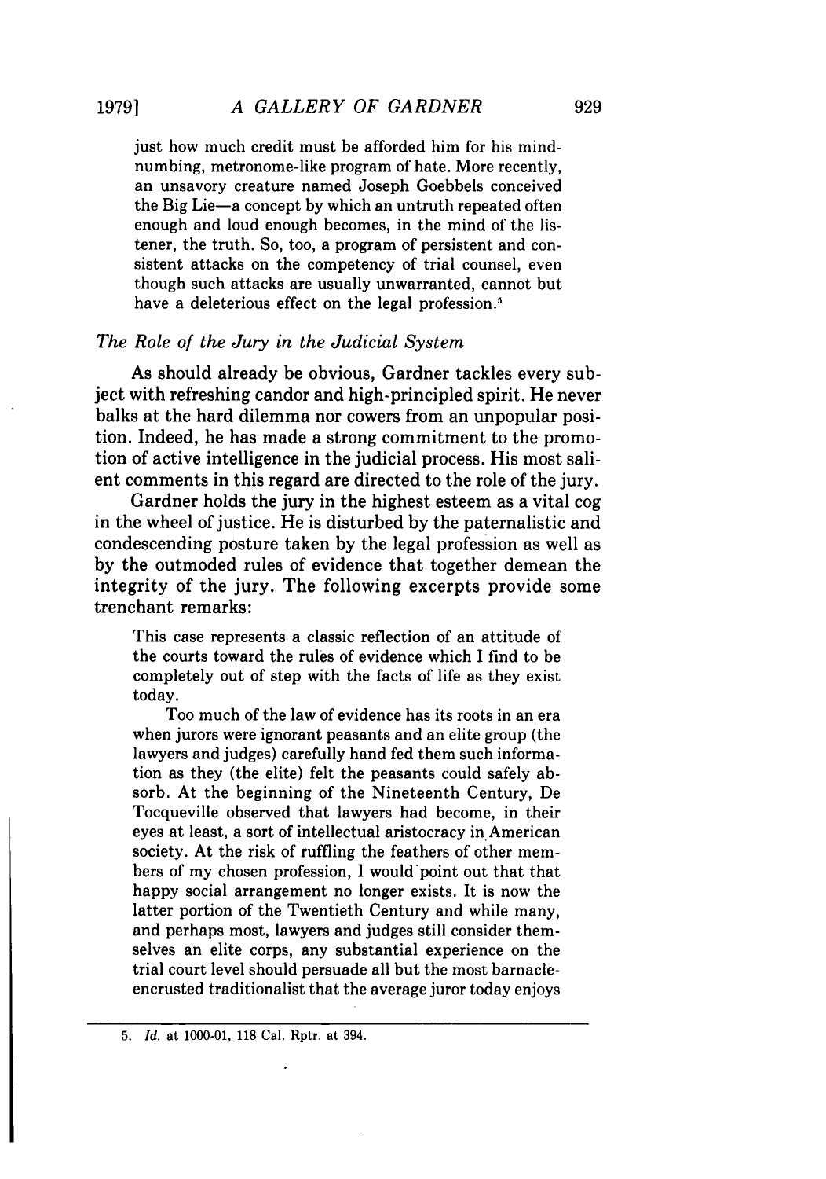> just how much credit must be afforded him for his mind-numbing, metronome-like program of hate. More recently, an unsavory creature named Joseph Goebbels conceived the Big Lie—a concept by which an untruth repeated often enough and loud enough becomes, in the mind of the listener, the truth. So, too, a program of persistent and consistent attacks on the competency of trial counsel, even though such attacks are usually unwarranted, cannot but have a deleterious effect on the legal profession.[5]

### *The Role of the Jury in the Judicial System*

As should already be obvious, Gardner tackles every subject with refreshing candor and high-principled spirit. He never balks at the hard dilemma nor cowers from an unpopular position. Indeed, he has made a strong commitment to the promotion of active intelligence in the judicial process. His most salient comments in this regard are directed to the role of the jury.

Gardner holds the jury in the highest esteem as a vital cog in the wheel of justice. He is disturbed by the paternalistic and condescending posture taken by the legal profession as well as by the outmoded rules of evidence that together demean the integrity of the jury. The following excerpts provide some trenchant remarks:

> This case represents a classic reflection of an attitude of the courts toward the rules of evidence which I find to be completely out of step with the facts of life as they exist today.
>
> Too much of the law of evidence has its roots in an era when jurors were ignorant peasants and an elite group (the lawyers and judges) carefully hand fed them such information as they (the elite) felt the peasants could safely absorb. At the beginning of the Nineteenth Century, De Tocqueville observed that lawyers had become, in their eyes at least, a sort of intellectual aristocracy in American society. At the risk of ruffling the feathers of other members of my chosen profession, I would point out that that happy social arrangement no longer exists. It is now the latter portion of the Twentieth Century and while many, and perhaps most, lawyers and judges still consider themselves an elite corps, any substantial experience on the trial court level should persuade all but the most barnacle-encrusted traditionalist that the average juror today enjoys

---

5. *Id.* at 1000-01, 118 Cal. Rptr. at 394.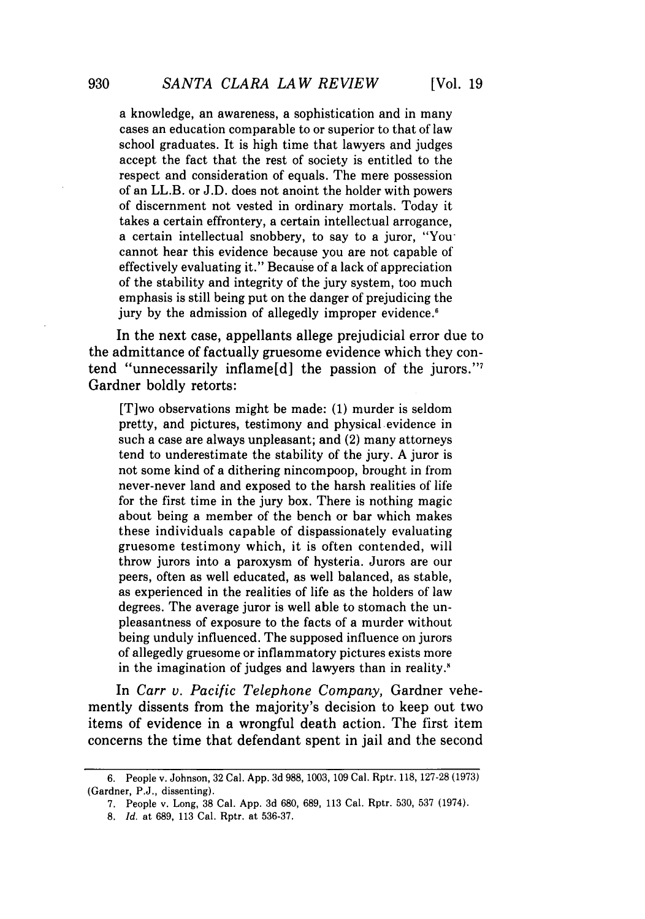> a knowledge, an awareness, a sophistication and in many cases an education comparable to or superior to that of law school graduates. It is high time that lawyers and judges accept the fact that the rest of society is entitled to the respect and consideration of equals. The mere possession of an LL.B. or J.D. does not anoint the holder with powers of discernment not vested in ordinary mortals. Today it takes a certain effrontery, a certain intellectual arrogance, a certain intellectual snobbery, to say to a juror, "You cannot hear this evidence because you are not capable of effectively evaluating it." Because of a lack of appreciation of the stability and integrity of the jury system, too much emphasis is still being put on the danger of prejudicing the jury by the admission of allegedly improper evidence.[6]

In the next case, appellants allege prejudicial error due to the admittance of factually gruesome evidence which they contend "unnecessarily inflame[d] the passion of the jurors."[7] Gardner boldly retorts:

> [T]wo observations might be made: (1) murder is seldom pretty, and pictures, testimony and physical evidence in such a case are always unpleasant; and (2) many attorneys tend to underestimate the stability of the jury. A juror is not some kind of a dithering nincompoop, brought in from never-never land and exposed to the harsh realities of life for the first time in the jury box. There is nothing magic about being a member of the bench or bar which makes these individuals capable of dispassionately evaluating gruesome testimony which, it is often contended, will throw jurors into a paroxysm of hysteria. Jurors are our peers, often as well educated, as well balanced, as stable, as experienced in the realities of life as the holders of law degrees. The average juror is well able to stomach the unpleasantness of exposure to the facts of a murder without being unduly influenced. The supposed influence on jurors of allegedly gruesome or inflammatory pictures exists more in the imagination of judges and lawyers than in reality.[8]

In *Carr v. Pacific Telephone Company,* Gardner vehemently dissents from the majority's decision to keep out two items of evidence in a wrongful death action. The first item concerns the time that defendant spent in jail and the second

---

6. People v. Johnson, 32 Cal. App. 3d 988, 1003, 109 Cal. Rptr. 118, 127-28 (1973) (Gardner, P.J., dissenting).

7. People v. Long, 38 Cal. App. 3d 680, 689, 113 Cal. Rptr. 530, 537 (1974).

8. *Id.* at 689, 113 Cal. Rptr. at 536-37.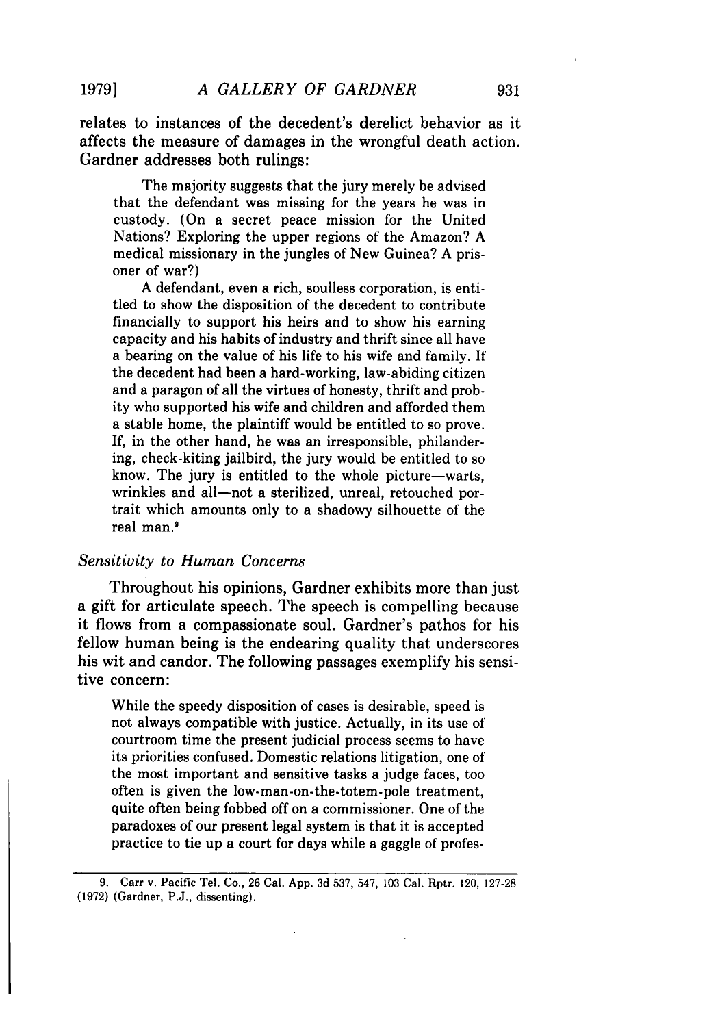relates to instances of the decedent's derelict behavior as it affects the measure of damages in the wrongful death action. Gardner addresses both rulings:

> The majority suggests that the jury merely be advised that the defendant was missing for the years he was in custody. (On a secret peace mission for the United Nations? Exploring the upper regions of the Amazon? A medical missionary in the jungles of New Guinea? A prisoner of war?)
>
> A defendant, even a rich, soulless corporation, is entitled to show the disposition of the decedent to contribute financially to support his heirs and to show his earning capacity and his habits of industry and thrift since all have a bearing on the value of his life to his wife and family. If the decedent had been a hard-working, law-abiding citizen and a paragon of all the virtues of honesty, thrift and probity who supported his wife and children and afforded them a stable home, the plaintiff would be entitled to so prove. If, in the other hand, he was an irresponsible, philandering, check-kiting jailbird, the jury would be entitled to so know. The jury is entitled to the whole picture—warts, wrinkles and all—not a sterilized, unreal, retouched portrait which amounts only to a shadowy silhouette of the real man.[9]

### *Sensitivity to Human Concerns*

Throughout his opinions, Gardner exhibits more than just a gift for articulate speech. The speech is compelling because it flows from a compassionate soul. Gardner's pathos for his fellow human being is the endearing quality that underscores his wit and candor. The following passages exemplify his sensitive concern:

> While the speedy disposition of cases is desirable, speed is not always compatible with justice. Actually, in its use of courtroom time the present judicial process seems to have its priorities confused. Domestic relations litigation, one of the most important and sensitive tasks a judge faces, too often is given the low-man-on-the-totem-pole treatment, quite often being fobbed off on a commissioner. One of the paradoxes of our present legal system is that it is accepted practice to tie up a court for days while a gaggle of profes-

---

9. Carr v. Pacific Tel. Co., 26 Cal. App. 3d 537, 547, 103 Cal. Rptr. 120, 127-28 (1972) (Gardner, P.J., dissenting).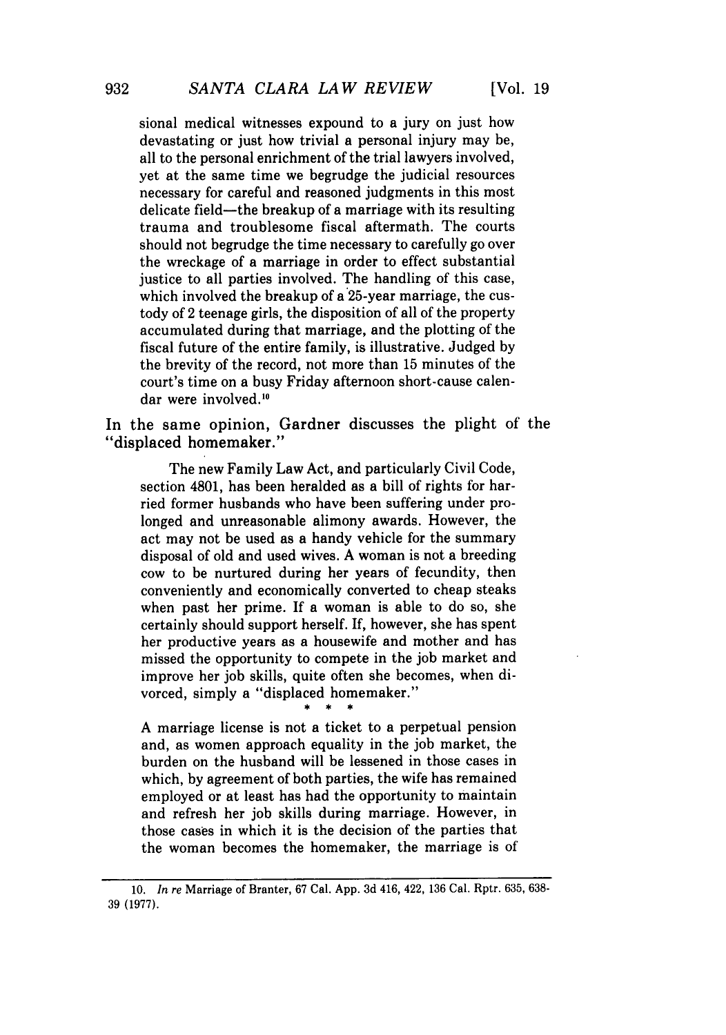> sional medical witnesses expound to a jury on just how devastating or just how trivial a personal injury may be, all to the personal enrichment of the trial lawyers involved, yet at the same time we begrudge the judicial resources necessary for careful and reasoned judgments in this most delicate field—the breakup of a marriage with its resulting trauma and troublesome fiscal aftermath. The courts should not begrudge the time necessary to carefully go over the wreckage of a marriage in order to effect substantial justice to all parties involved. The handling of this case, which involved the breakup of a 25-year marriage, the custody of 2 teenage girls, the disposition of all of the property accumulated during that marriage, and the plotting of the fiscal future of the entire family, is illustrative. Judged by the brevity of the record, not more than 15 minutes of the court's time on a busy Friday afternoon short-cause calendar were involved.[10]

In the same opinion, Gardner discusses the plight of the "displaced homemaker."

> The new Family Law Act, and particularly Civil Code, section 4801, has been heralded as a bill of rights for harried former husbands who have been suffering under prolonged and unreasonable alimony awards. However, the act may not be used as a handy vehicle for the summary disposal of old and used wives. A woman is not a breeding cow to be nurtured during her years of fecundity, then conveniently and economically converted to cheap steaks when past her prime. If a woman is able to do so, she certainly should support herself. If, however, she has spent her productive years as a housewife and mother and has missed the opportunity to compete in the job market and improve her job skills, quite often she becomes, when divorced, simply a "displaced homemaker."
>
> \* \* \*
>
> A marriage license is not a ticket to a perpetual pension and, as women approach equality in the job market, the burden on the husband will be lessened in those cases in which, by agreement of both parties, the wife has remained employed or at least has had the opportunity to maintain and refresh her job skills during marriage. However, in those cases in which it is the decision of the parties that the woman becomes the homemaker, the marriage is of

---

10. *In re* Marriage of Branter, 67 Cal. App. 3d 416, 422, 136 Cal. Rptr. 635, 638-39 (1977).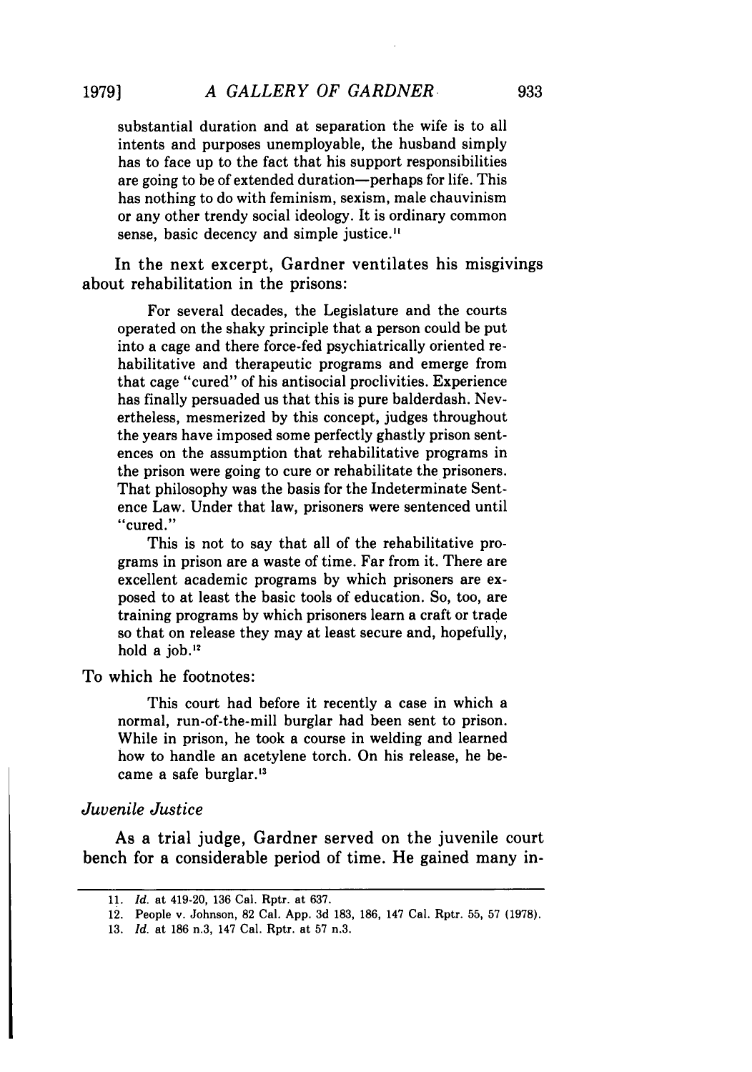> substantial duration and at separation the wife is to all intents and purposes unemployable, the husband simply has to face up to the fact that his support responsibilities are going to be of extended duration—perhaps for life. This has nothing to do with feminism, sexism, male chauvinism or any other trendy social ideology. It is ordinary common sense, basic decency and simple justice.[11]

In the next excerpt, Gardner ventilates his misgivings about rehabilitation in the prisons:

> For several decades, the Legislature and the courts operated on the shaky principle that a person could be put into a cage and there force-fed psychiatrically oriented rehabilitative and therapeutic programs and emerge from that cage "cured" of his antisocial proclivities. Experience has finally persuaded us that this is pure balderdash. Nevertheless, mesmerized by this concept, judges throughout the years have imposed some perfectly ghastly prison sentences on the assumption that rehabilitative programs in the prison were going to cure or rehabilitate the prisoners. That philosophy was the basis for the Indeterminate Sentence Law. Under that law, prisoners were sentenced until "cured."
>
> This is not to say that all of the rehabilitative programs in prison are a waste of time. Far from it. There are excellent academic programs by which prisoners are exposed to at least the basic tools of education. So, too, are training programs by which prisoners learn a craft or trade so that on release they may at least secure and, hopefully, hold a job.[12]

To which he footnotes:

> This court had before it recently a case in which a normal, run-of-the-mill burglar had been sent to prison. While in prison, he took a course in welding and learned how to handle an acetylene torch. On his release, he became a safe burglar.[13]

### *Juvenile Justice*

As a trial judge, Gardner served on the juvenile court bench for a considerable period of time. He gained many in-

---

11. *Id.* at 419-20, 136 Cal. Rptr. at 637.
12. People v. Johnson, 82 Cal. App. 3d 183, 186, 147 Cal. Rptr. 55, 57 (1978).
13. *Id.* at 186 n.3, 147 Cal. Rptr. at 57 n.3.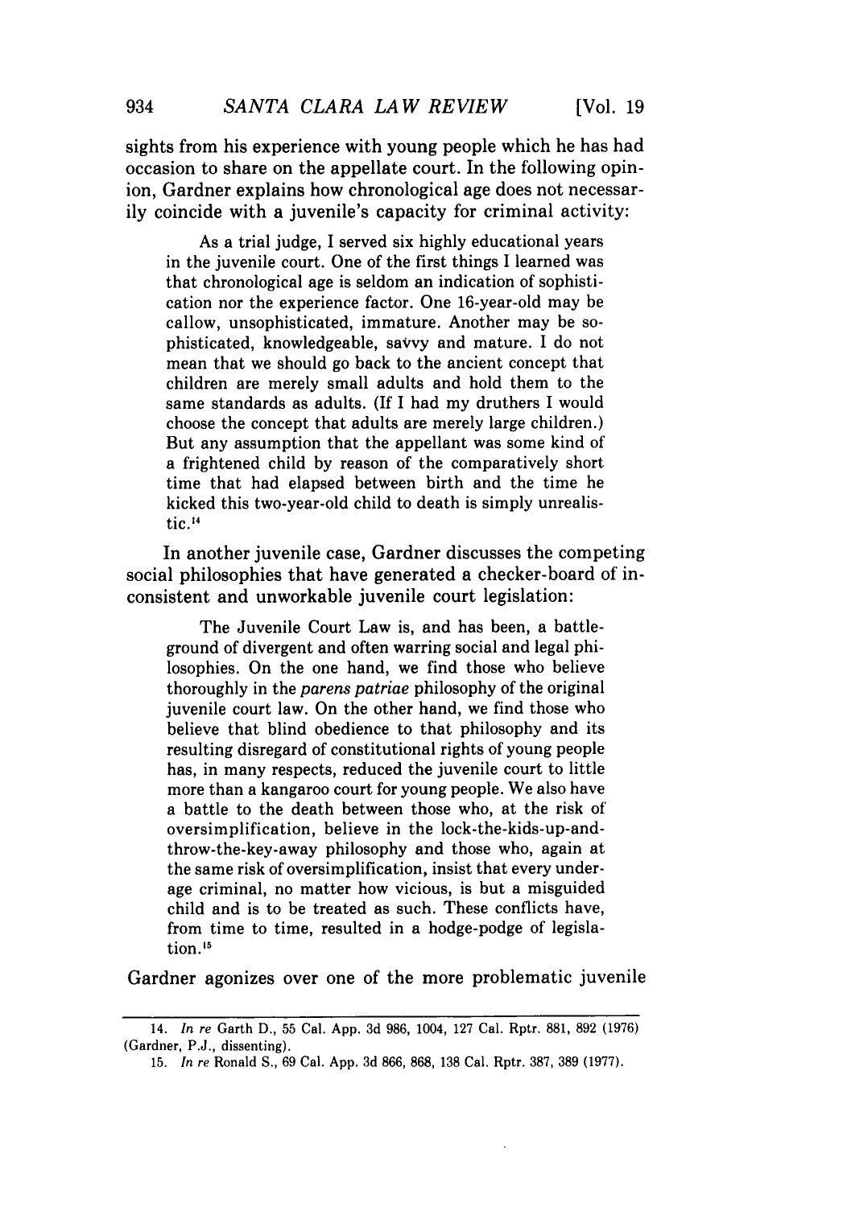sights from his experience with young people which he has had occasion to share on the appellate court. In the following opinion, Gardner explains how chronological age does not necessarily coincide with a juvenile's capacity for criminal activity:

> As a trial judge, I served six highly educational years in the juvenile court. One of the first things I learned was that chronological age is seldom an indication of sophistication nor the experience factor. One 16-year-old may be callow, unsophisticated, immature. Another may be sophisticated, knowledgeable, savvy and mature. I do not mean that we should go back to the ancient concept that children are merely small adults and hold them to the same standards as adults. (If I had my druthers I would choose the concept that adults are merely large children.) But any assumption that the appellant was some kind of a frightened child by reason of the comparatively short time that had elapsed between birth and the time he kicked this two-year-old child to death is simply unrealistic.[14]

In another juvenile case, Gardner discusses the competing social philosophies that have generated a checker-board of inconsistent and unworkable juvenile court legislation:

> The Juvenile Court Law is, and has been, a battleground of divergent and often warring social and legal philosophies. On the one hand, we find those who believe thoroughly in the *parens patriae* philosophy of the original juvenile court law. On the other hand, we find those who believe that blind obedience to that philosophy and its resulting disregard of constitutional rights of young people has, in many respects, reduced the juvenile court to little more than a kangaroo court for young people. We also have a battle to the death between those who, at the risk of oversimplification, believe in the lock-the-kids-up-and-throw-the-key-away philosophy and those who, again at the same risk of oversimplification, insist that every underage criminal, no matter how vicious, is but a misguided child and is to be treated as such. These conflicts have, from time to time, resulted in a hodge-podge of legislation.[15]

Gardner agonizes over one of the more problematic juvenile

---

14. *In re* Garth D., 55 Cal. App. 3d 986, 1004, 127 Cal. Rptr. 881, 892 (1976) (Gardner, P.J., dissenting).

15. *In re* Ronald S., 69 Cal. App. 3d 866, 868, 138 Cal. Rptr. 387, 389 (1977).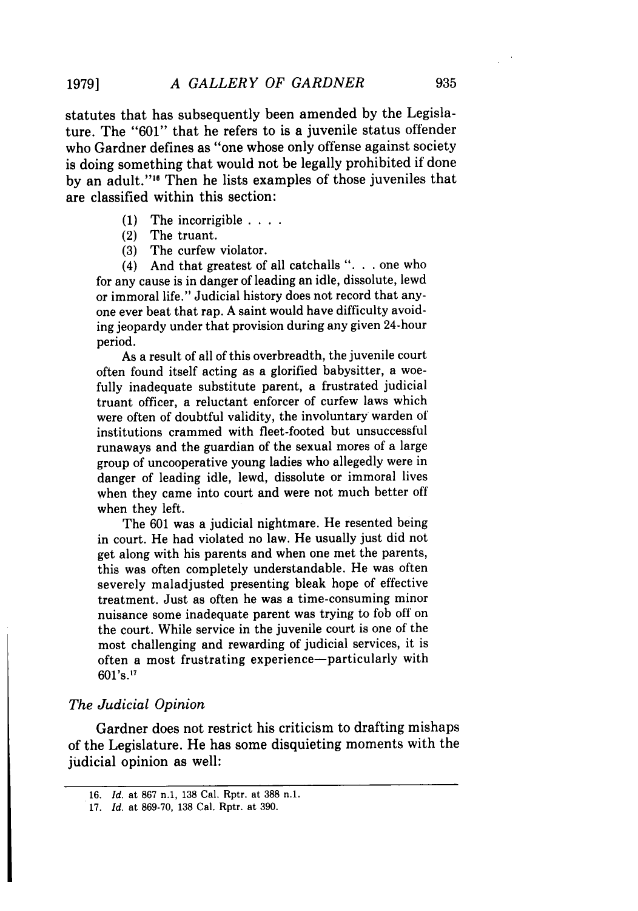statutes that has subsequently been amended by the Legislature. The "601" that he refers to is a juvenile status offender who Gardner defines as "one whose only offense against society is doing something that would not be legally prohibited if done by an adult."[16] Then he lists examples of those juveniles that are classified within this section:

> (1) The incorrigible . . . .
> (2) The truant.
> (3) The curfew violator.
> (4) And that greatest of all catchalls ". . . one who for any cause is in danger of leading an idle, dissolute, lewd or immoral life." Judicial history does not record that anyone ever beat that rap. A saint would have difficulty avoiding jeopardy under that provision during any given 24-hour period.
>
> As a result of all of this overbreadth, the juvenile court often found itself acting as a glorified babysitter, a woefully inadequate substitute parent, a frustrated judicial truant officer, a reluctant enforcer of curfew laws which were often of doubtful validity, the involuntary warden of institutions crammed with fleet-footed but unsuccessful runaways and the guardian of the sexual mores of a large group of uncooperative young ladies who allegedly were in danger of leading idle, lewd, dissolute or immoral lives when they came into court and were not much better off when they left.
>
> The 601 was a judicial nightmare. He resented being in court. He had violated no law. He usually just did not get along with his parents and when one met the parents, this was often completely understandable. He was often severely maladjusted presenting bleak hope of effective treatment. Just as often he was a time-consuming minor nuisance some inadequate parent was trying to fob off on the court. While service in the juvenile court is one of the most challenging and rewarding of judicial services, it is often a most frustrating experience—particularly with 601's.[17]

### *The Judicial Opinion*

Gardner does not restrict his criticism to drafting mishaps of the Legislature. He has some disquieting moments with the judicial opinion as well:

---

16. *Id.* at 867 n.1, 138 Cal. Rptr. at 388 n.1.
17. *Id.* at 869-70, 138 Cal. Rptr. at 390.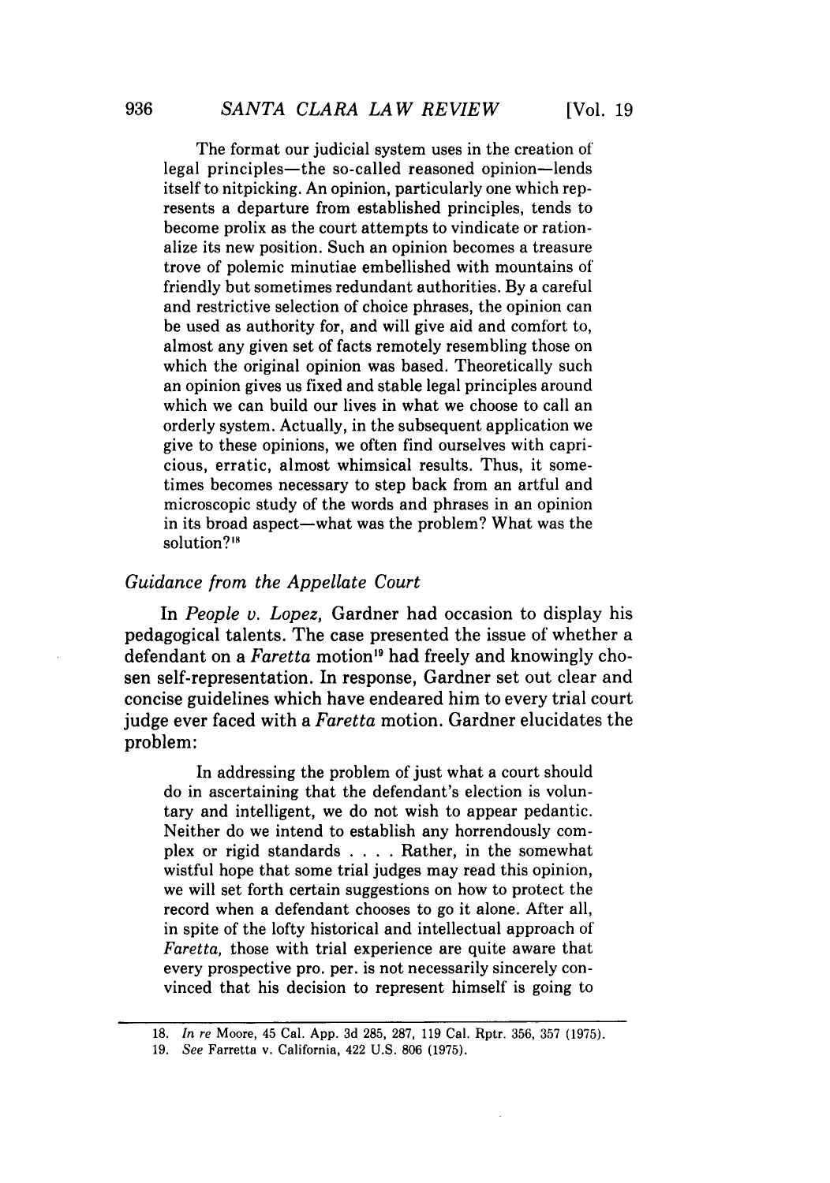The format our judicial system uses in the creation of legal principles—the so-called reasoned opinion—lends itself to nitpicking. An opinion, particularly one which represents a departure from established principles, tends to become prolix as the court attempts to vindicate or rationalize its new position. Such an opinion becomes a treasure trove of polemic minutiae embellished with mountains of friendly but sometimes redundant authorities. By a careful and restrictive selection of choice phrases, the opinion can be used as authority for, and will give aid and comfort to, almost any given set of facts remotely resembling those on which the original opinion was based. Theoretically such an opinion gives us fixed and stable legal principles around which we can build our lives in what we choose to call an orderly system. Actually, in the subsequent application we give to these opinions, we often find ourselves with capricious, erratic, almost whimsical results. Thus, it sometimes becomes necessary to step back from an artful and microscopic study of the words and phrases in an opinion in its broad aspect—what was the problem? What was the solution?[18]

### *Guidance from the Appellate Court*

In *People v. Lopez*, Gardner had occasion to display his pedagogical talents. The case presented the issue of whether a defendant on a *Faretta* motion[19] had freely and knowingly chosen self-representation. In response, Gardner set out clear and concise guidelines which have endeared him to every trial court judge ever faced with a *Faretta* motion. Gardner elucidates the problem:

> In addressing the problem of just what a court should do in ascertaining that the defendant's election is voluntary and intelligent, we do not wish to appear pedantic. Neither do we intend to establish any horrendously complex or rigid standards . . . . Rather, in the somewhat wistful hope that some trial judges may read this opinion, we will set forth certain suggestions on how to protect the record when a defendant chooses to go it alone. After all, in spite of the lofty historical and intellectual approach of *Faretta*, those with trial experience are quite aware that every prospective pro. per. is not necessarily sincerely convinced that his decision to represent himself is going to

---

18. *In re* Moore, 45 Cal. App. 3d 285, 287, 119 Cal. Rptr. 356, 357 (1975).

19. *See* Farretta v. California, 422 U.S. 806 (1975).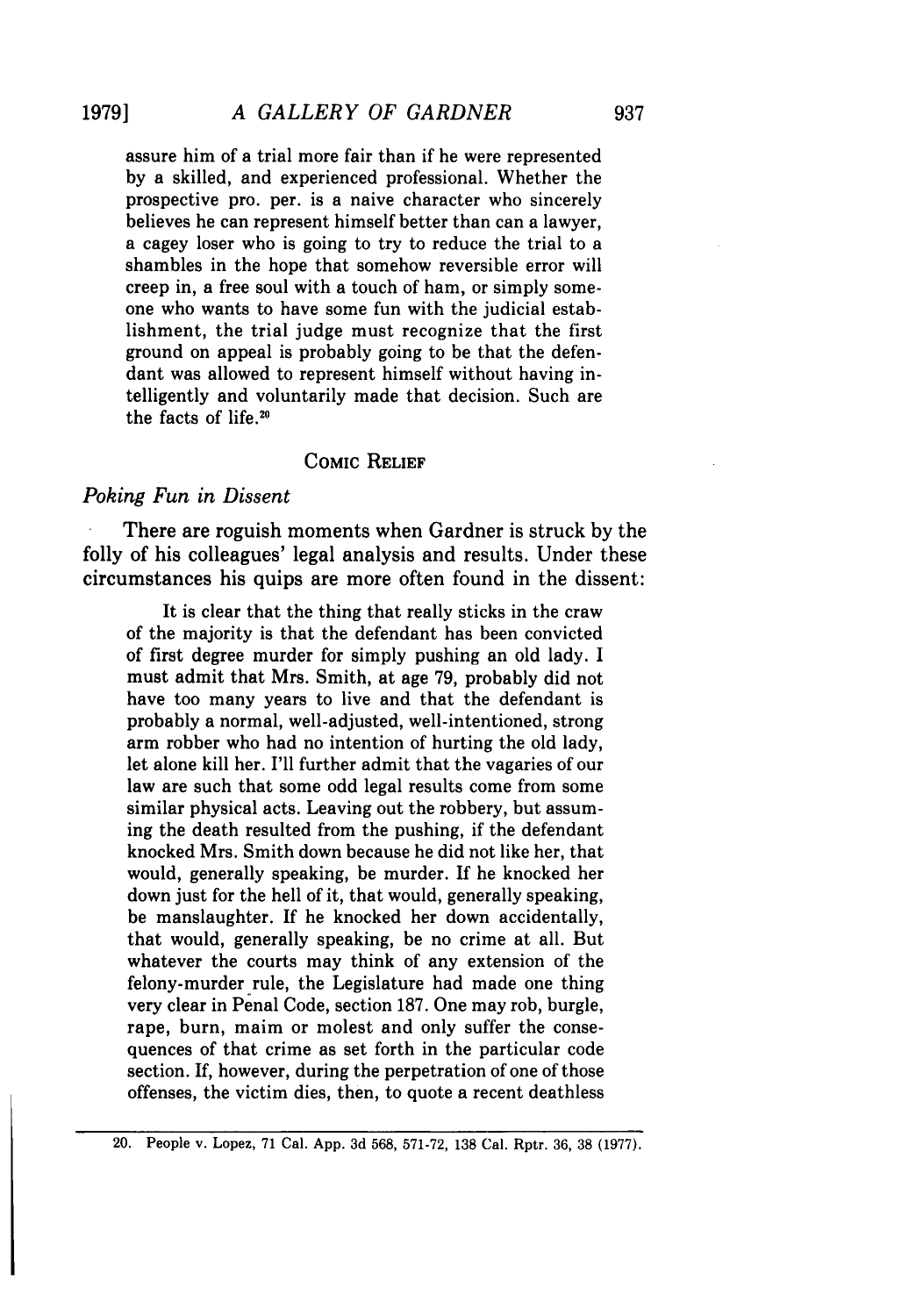> assure him of a trial more fair than if he were represented by a skilled, and experienced professional. Whether the prospective pro. per. is a naive character who sincerely believes he can represent himself better than can a lawyer, a cagey loser who is going to try to reduce the trial to a shambles in the hope that somehow reversible error will creep in, a free soul with a touch of ham, or simply someone who wants to have some fun with the judicial establishment, the trial judge must recognize that the first ground on appeal is probably going to be that the defendant was allowed to represent himself without having intelligently and voluntarily made that decision. Such are the facts of life.[20]

## COMIC RELIEF

### *Poking Fun in Dissent*

There are roguish moments when Gardner is struck by the folly of his colleagues' legal analysis and results. Under these circumstances his quips are more often found in the dissent:

> It is clear that the thing that really sticks in the craw of the majority is that the defendant has been convicted of first degree murder for simply pushing an old lady. I must admit that Mrs. Smith, at age 79, probably did not have too many years to live and that the defendant is probably a normal, well-adjusted, well-intentioned, strong arm robber who had no intention of hurting the old lady, let alone kill her. I'll further admit that the vagaries of our law are such that some odd legal results come from some similar physical acts. Leaving out the robbery, but assuming the death resulted from the pushing, if the defendant knocked Mrs. Smith down because he did not like her, that would, generally speaking, be murder. If he knocked her down just for the hell of it, that would, generally speaking, be manslaughter. If he knocked her down accidentally, that would, generally speaking, be no crime at all. But whatever the courts may think of any extension of the felony-murder rule, the Legislature had made one thing very clear in Penal Code, section 187. One may rob, burgle, rape, burn, maim or molest and only suffer the consequences of that crime as set forth in the particular code section. If, however, during the perpetration of one of those offenses, the victim dies, then, to quote a recent deathless

---

20. People v. Lopez, 71 Cal. App. 3d 568, 571-72, 138 Cal. Rptr. 36, 38 (1977).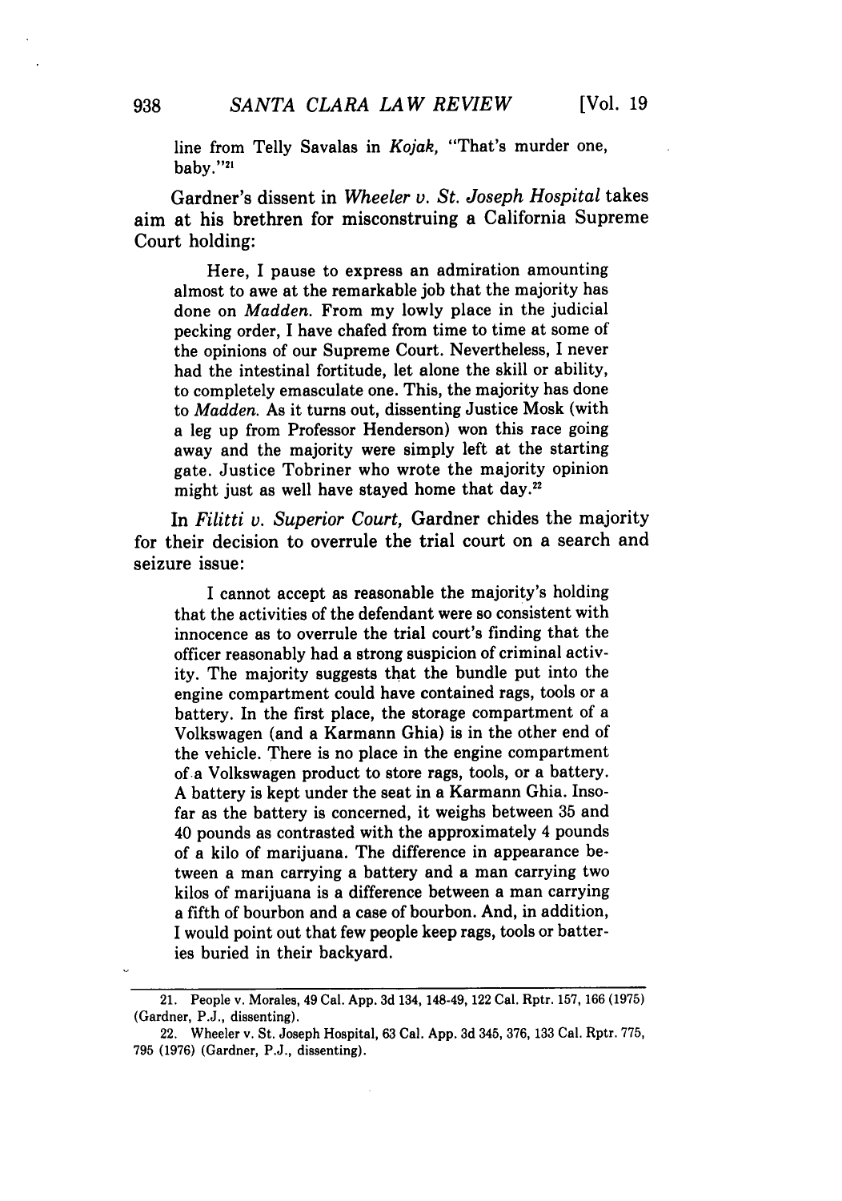line from Telly Savalas in *Kojak*, "That's murder one, baby."[21]

Gardner's dissent in *Wheeler v. St. Joseph Hospital* takes aim at his brethren for misconstruing a California Supreme Court holding:

> Here, I pause to express an admiration amounting almost to awe at the remarkable job that the majority has done on *Madden*. From my lowly place in the judicial pecking order, I have chafed from time to time at some of the opinions of our Supreme Court. Nevertheless, I never had the intestinal fortitude, let alone the skill or ability, to completely emasculate one. This, the majority has done to *Madden*. As it turns out, dissenting Justice Mosk (with a leg up from Professor Henderson) won this race going away and the majority were simply left at the starting gate. Justice Tobriner who wrote the majority opinion might just as well have stayed home that day.[22]

In *Filitti v. Superior Court*, Gardner chides the majority for their decision to overrule the trial court on a search and seizure issue:

> I cannot accept as reasonable the majority's holding that the activities of the defendant were so consistent with innocence as to overrule the trial court's finding that the officer reasonably had a strong suspicion of criminal activity. The majority suggests that the bundle put into the engine compartment could have contained rags, tools or a battery. In the first place, the storage compartment of a Volkswagen (and a Karmann Ghia) is in the other end of the vehicle. There is no place in the engine compartment of a Volkswagen product to store rags, tools, or a battery. A battery is kept under the seat in a Karmann Ghia. Insofar as the battery is concerned, it weighs between 35 and 40 pounds as contrasted with the approximately 4 pounds of a kilo of marijuana. The difference in appearance between a man carrying a battery and a man carrying two kilos of marijuana is a difference between a man carrying a fifth of bourbon and a case of bourbon. And, in addition, I would point out that few people keep rags, tools or batteries buried in their backyard.

---

21. People v. Morales, 49 Cal. App. 3d 134, 148-49, 122 Cal. Rptr. 157, 166 (1975) (Gardner, P.J., dissenting).

22. Wheeler v. St. Joseph Hospital, 63 Cal. App. 3d 345, 376, 133 Cal. Rptr. 775, 795 (1976) (Gardner, P.J., dissenting).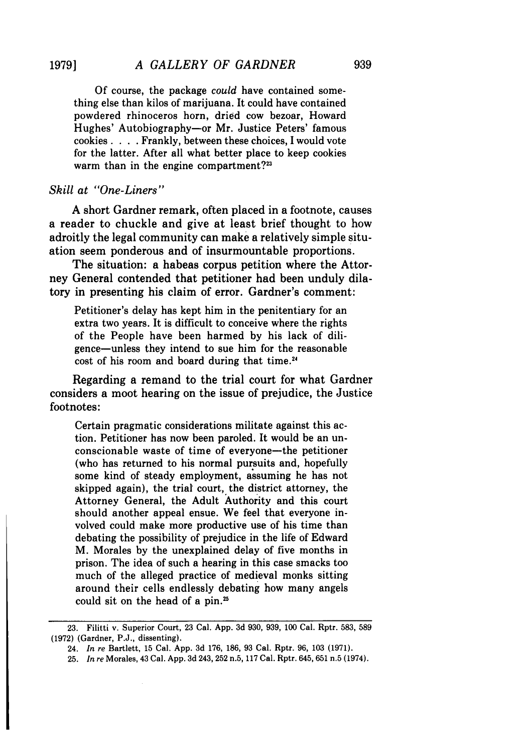> Of course, the package *could* have contained something else than kilos of marijuana. It could have contained powdered rhinoceros horn, dried cow bezoar, Howard Hughes' Autobiography—or Mr. Justice Peters' famous cookies . . . . Frankly, between these choices, I would vote for the latter. After all what better place to keep cookies warm than in the engine compartment?[23]

### *Skill at "One-Liners"*

A short Gardner remark, often placed in a footnote, causes a reader to chuckle and give at least brief thought to how adroitly the legal community can make a relatively simple situation seem ponderous and of insurmountable proportions.

The situation: a habeas corpus petition where the Attorney General contended that petitioner had been unduly dilatory in presenting his claim of error. Gardner's comment:

> Petitioner's delay has kept him in the penitentiary for an extra two years. It is difficult to conceive where the rights of the People have been harmed by his lack of diligence—unless they intend to sue him for the reasonable cost of his room and board during that time.[24]

Regarding a remand to the trial court for what Gardner considers a moot hearing on the issue of prejudice, the Justice footnotes:

> Certain pragmatic considerations militate against this action. Petitioner has now been paroled. It would be an unconscionable waste of time of everyone—the petitioner (who has returned to his normal pursuits and, hopefully some kind of steady employment, assuming he has not skipped again), the trial court, the district attorney, the Attorney General, the Adult Authority and this court should another appeal ensue. We feel that everyone involved could make more productive use of his time than debating the possibility of prejudice in the life of Edward M. Morales by the unexplained delay of five months in prison. The idea of such a hearing in this case smacks too much of the alleged practice of medieval monks sitting around their cells endlessly debating how many angels could sit on the head of a pin.[25]

---

23. Filitti v. Superior Court, 23 Cal. App. 3d 930, 939, 100 Cal. Rptr. 583, 589 (1972) (Gardner, P.J., dissenting).

24. *In re* Bartlett, 15 Cal. App. 3d 176, 186, 93 Cal. Rptr. 96, 103 (1971).

25. *In re* Morales, 43 Cal. App. 3d 243, 252 n.5, 117 Cal. Rptr. 645, 651 n.5 (1974).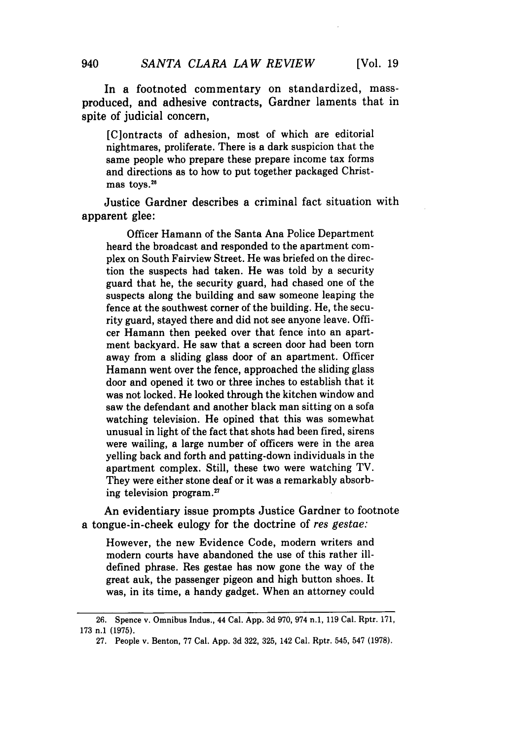In a footnoted commentary on standardized, mass-produced, and adhesive contracts, Gardner laments that in spite of judicial concern,

> [C]ontracts of adhesion, most of which are editorial nightmares, proliferate. There is a dark suspicion that the same people who prepare these prepare income tax forms and directions as to how to put together packaged Christmas toys.[26]

Justice Gardner describes a criminal fact situation with apparent glee:

> Officer Hamann of the Santa Ana Police Department heard the broadcast and responded to the apartment complex on South Fairview Street. He was briefed on the direction the suspects had taken. He was told by a security guard that he, the security guard, had chased one of the suspects along the building and saw someone leaping the fence at the southwest corner of the building. He, the security guard, stayed there and did not see anyone leave. Officer Hamann then peeked over that fence into an apartment backyard. He saw that a screen door had been torn away from a sliding glass door of an apartment. Officer Hamann went over the fence, approached the sliding glass door and opened it two or three inches to establish that it was not locked. He looked through the kitchen window and saw the defendant and another black man sitting on a sofa watching television. He opined that this was somewhat unusual in light of the fact that shots had been fired, sirens were wailing, a large number of officers were in the area yelling back and forth and patting-down individuals in the apartment complex. Still, these two were watching TV. They were either stone deaf or it was a remarkably absorbing television program.[27]

An evidentiary issue prompts Justice Gardner to footnote a tongue-in-cheek eulogy for the doctrine of *res gestae:*

> However, the new Evidence Code, modern writers and modern courts have abandoned the use of this rather ill-defined phrase. Res gestae has now gone the way of the great auk, the passenger pigeon and high button shoes. It was, in its time, a handy gadget. When an attorney could

---

26. Spence v. Omnibus Indus., 44 Cal. App. 3d 970, 974 n.1, 119 Cal. Rptr. 171, 173 n.1 (1975).

27. People v. Benton, 77 Cal. App. 3d 322, 325, 142 Cal. Rptr. 545, 547 (1978).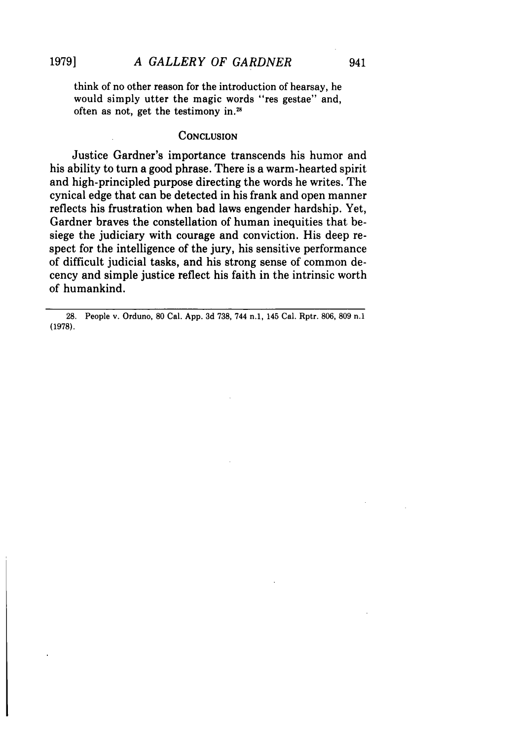think of no other reason for the introduction of hearsay, he would simply utter the magic words "res gestae" and, often as not, get the testimony in.[28]

## CONCLUSION

Justice Gardner's importance transcends his humor and his ability to turn a good phrase. There is a warm-hearted spirit and high-principled purpose directing the words he writes. The cynical edge that can be detected in his frank and open manner reflects his frustration when bad laws engender hardship. Yet, Gardner braves the constellation of human inequities that besiege the judiciary with courage and conviction. His deep respect for the intelligence of the jury, his sensitive performance of difficult judicial tasks, and his strong sense of common decency and simple justice reflect his faith in the intrinsic worth of humankind.

---

28. People v. Orduno, 80 Cal. App. 3d 738, 744 n.1, 145 Cal. Rptr. 806, 809 n.1 (1978).